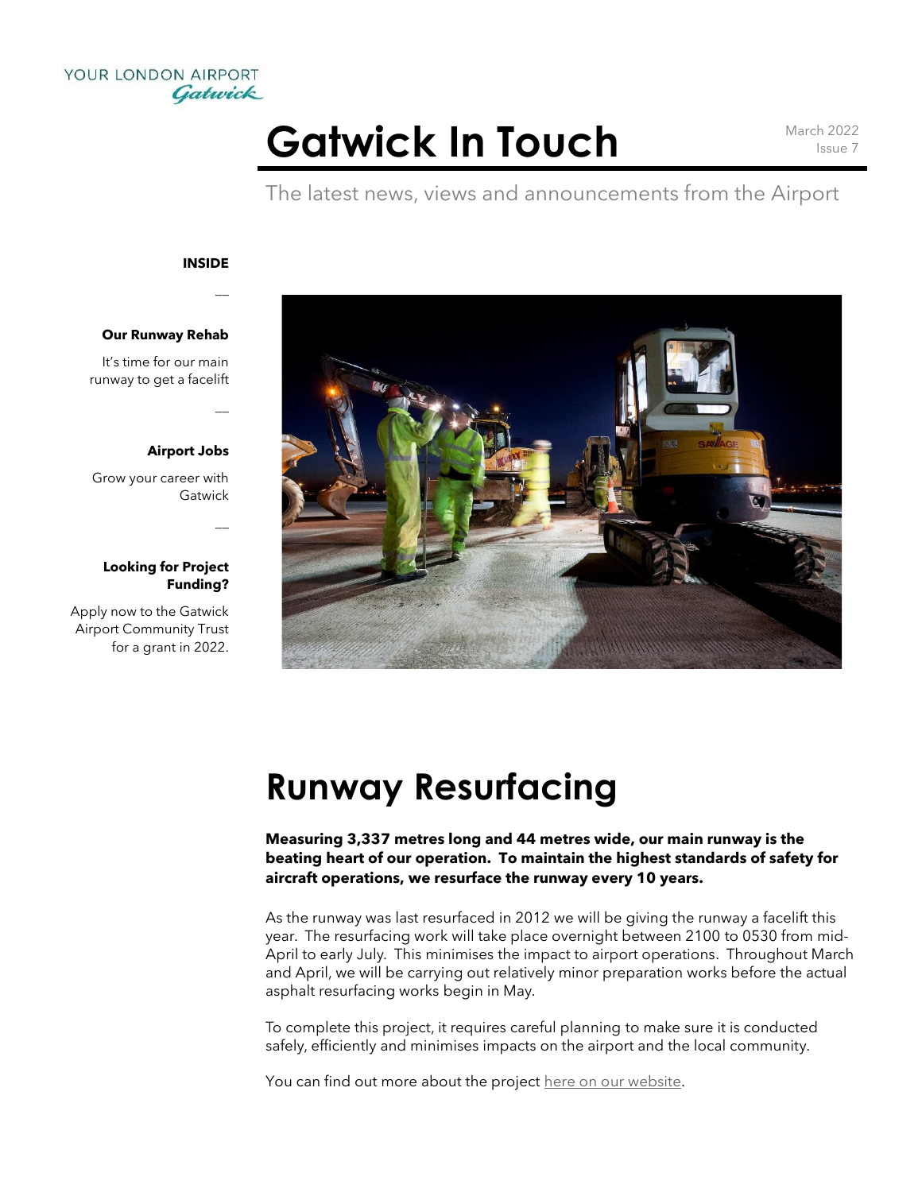YOUR LONDON AIRPORT
Gatwick

# Gatwick In Touch

March 2022
Issue 7

The latest news, views and announcements from the Airport

**INSIDE**

—

**Our Runway Rehab**

It's time for our main runway to get a facelift

—

**Airport Jobs**

Grow your career with Gatwick

—

**Looking for Project Funding?**

Apply now to the Gatwick Airport Community Trust for a grant in 2022.

## Runway Resurfacing

**Measuring 3,337 metres long and 44 metres wide, our main runway is the beating heart of our operation. To maintain the highest standards of safety for aircraft operations, we resurface the runway every 10 years.**

As the runway was last resurfaced in 2012 we will be giving the runway a facelift this year. The resurfacing work will take place overnight between 2100 to 0530 from mid-April to early July. This minimises the impact to airport operations. Throughout March and April, we will be carrying out relatively minor preparation works before the actual asphalt resurfacing works begin in May.

To complete this project, it requires careful planning to make sure it is conducted safely, efficiently and minimises impacts on the airport and the local community.

You can find out more about the project here on our website.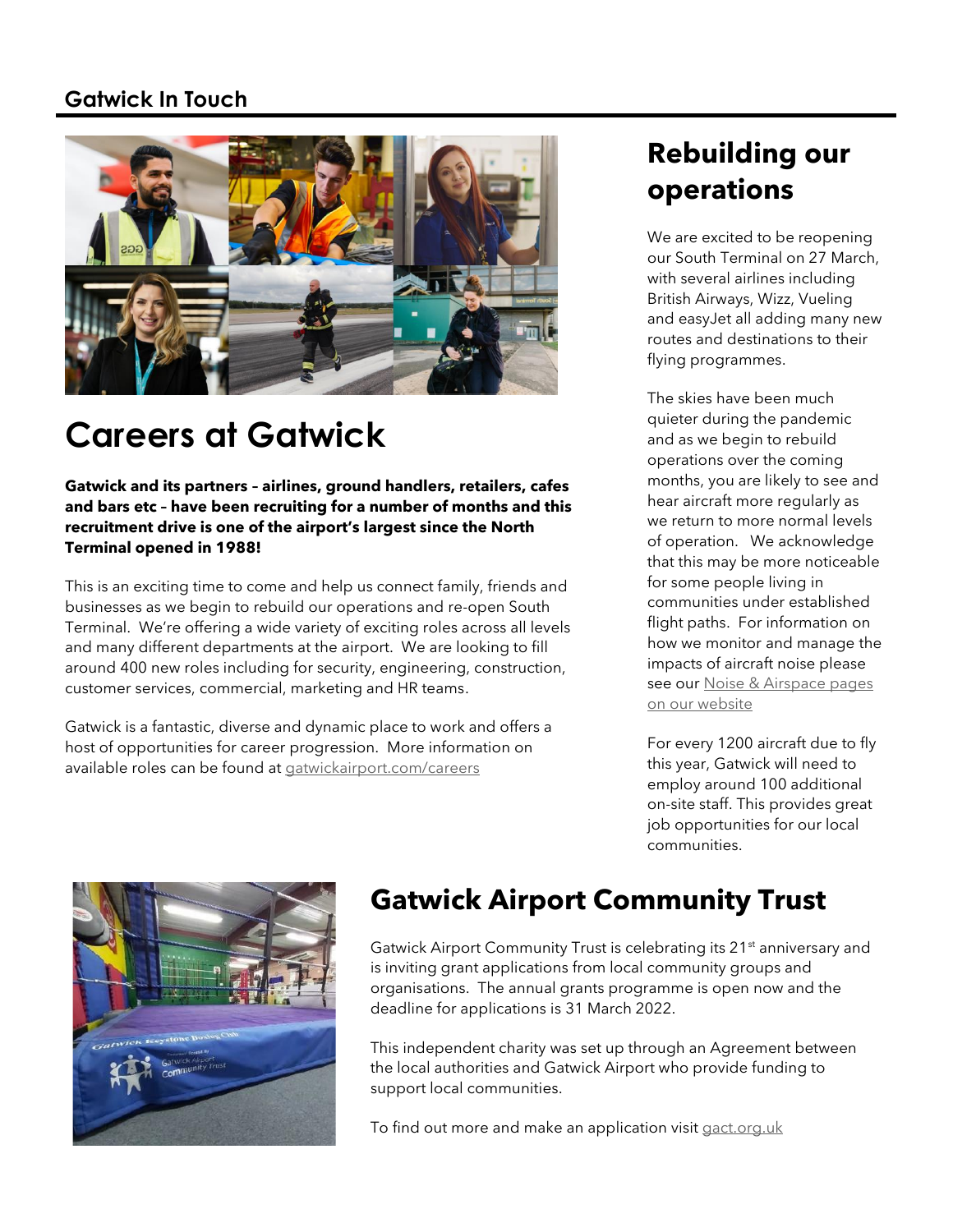## Gatwick In Touch

# Careers at Gatwick

**Gatwick and its partners – airlines, ground handlers, retailers, cafes and bars etc – have been recruiting for a number of months and this recruitment drive is one of the airport's largest since the North Terminal opened in 1988!**

This is an exciting time to come and help us connect family, friends and businesses as we begin to rebuild our operations and re-open South Terminal. We're offering a wide variety of exciting roles across all levels and many different departments at the airport. We are looking to fill around 400 new roles including for security, engineering, construction, customer services, commercial, marketing and HR teams.

Gatwick is a fantastic, diverse and dynamic place to work and offers a host of opportunities for career progression. More information on available roles can be found at gatwickairport.com/careers

## Rebuilding our operations

We are excited to be reopening our South Terminal on 27 March, with several airlines including British Airways, Wizz, Vueling and easyJet all adding many new routes and destinations to their flying programmes.

The skies have been much quieter during the pandemic and as we begin to rebuild operations over the coming months, you are likely to see and hear aircraft more regularly as we return to more normal levels of operation. We acknowledge that this may be more noticeable for some people living in communities under established flight paths. For information on how we monitor and manage the impacts of aircraft noise please see our Noise & Airspace pages on our website

For every 1200 aircraft due to fly this year, Gatwick will need to employ around 100 additional on-site staff. This provides great job opportunities for our local communities.

## Gatwick Airport Community Trust

Gatwick Airport Community Trust is celebrating its 21st anniversary and is inviting grant applications from local community groups and organisations. The annual grants programme is open now and the deadline for applications is 31 March 2022.

This independent charity was set up through an Agreement between the local authorities and Gatwick Airport who provide funding to support local communities.

To find out more and make an application visit gact.org.uk